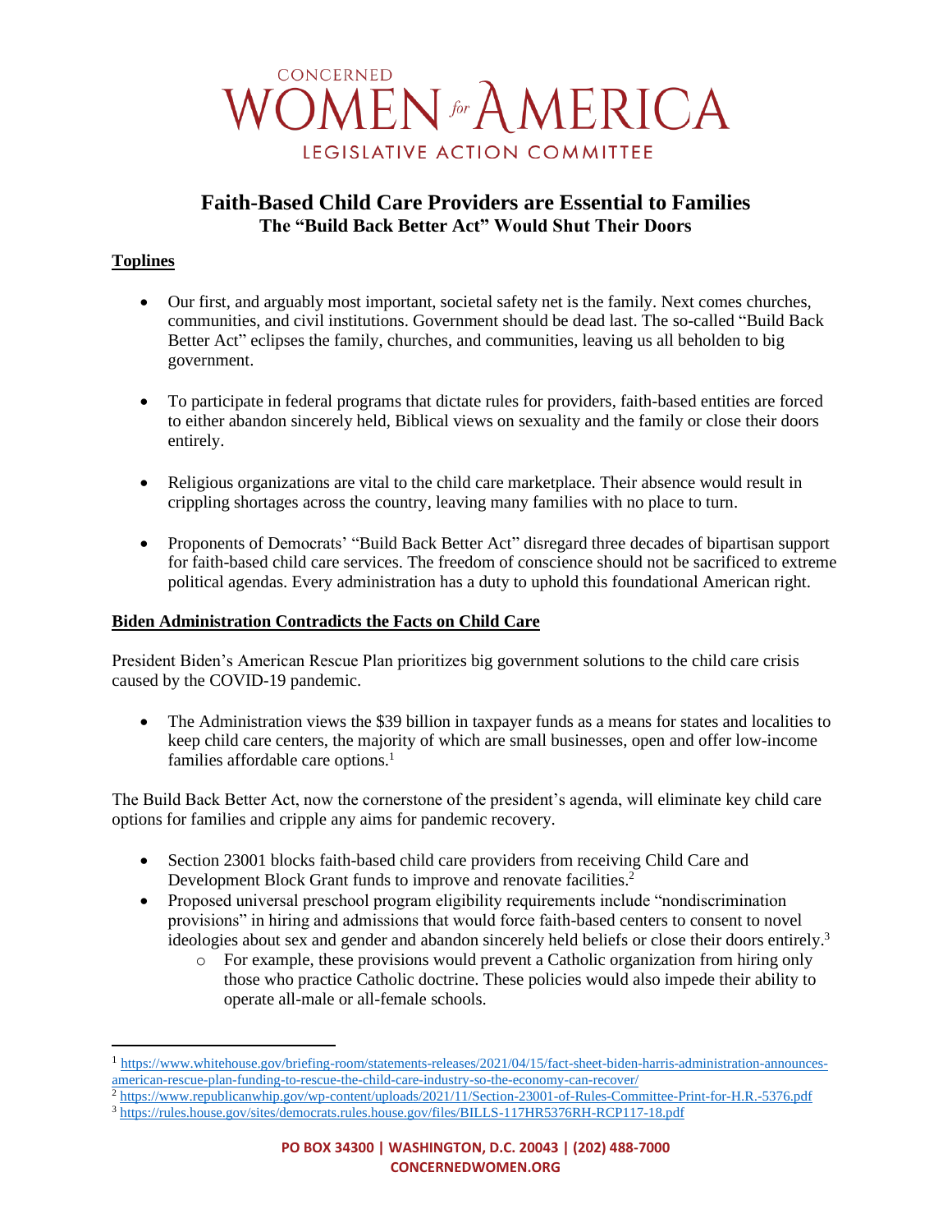CONCERNED
WOMEN for AMERICA
LEGISLATIVE ACTION COMMITTEE

# Faith-Based Child Care Providers are Essential to Families
## The "Build Back Better Act" Would Shut Their Doors

**Toplines**

- Our first, and arguably most important, societal safety net is the family. Next comes churches, communities, and civil institutions. Government should be dead last. The so-called "Build Back Better Act" eclipses the family, churches, and communities, leaving us all beholden to big government.
- To participate in federal programs that dictate rules for providers, faith-based entities are forced to either abandon sincerely held, Biblical views on sexuality and the family or close their doors entirely.
- Religious organizations are vital to the child care marketplace. Their absence would result in crippling shortages across the country, leaving many families with no place to turn.
- Proponents of Democrats' "Build Back Better Act" disregard three decades of bipartisan support for faith-based child care services. The freedom of conscience should not be sacrificed to extreme political agendas. Every administration has a duty to uphold this foundational American right.

**Biden Administration Contradicts the Facts on Child Care**

President Biden's American Rescue Plan prioritizes big government solutions to the child care crisis caused by the COVID-19 pandemic.

- The Administration views the $39 billion in taxpayer funds as a means for states and localities to keep child care centers, the majority of which are small businesses, open and offer low-income families affordable care options.[1]

The Build Back Better Act, now the cornerstone of the president's agenda, will eliminate key child care options for families and cripple any aims for pandemic recovery.

- Section 23001 blocks faith-based child care providers from receiving Child Care and Development Block Grant funds to improve and renovate facilities.[2]
- Proposed universal preschool program eligibility requirements include "nondiscrimination provisions" in hiring and admissions that would force faith-based centers to consent to novel ideologies about sex and gender and abandon sincerely held beliefs or close their doors entirely.[3]
  - For example, these provisions would prevent a Catholic organization from hiring only those who practice Catholic doctrine. These policies would also impede their ability to operate all-male or all-female schools.

---

[1] https://www.whitehouse.gov/briefing-room/statements-releases/2021/04/15/fact-sheet-biden-harris-administration-announces-american-rescue-plan-funding-to-rescue-the-child-care-industry-so-the-economy-can-recover/

[2] https://www.republicanwhip.gov/wp-content/uploads/2021/11/Section-23001-of-Rules-Committee-Print-for-H.R.-5376.pdf

[3] https://rules.house.gov/sites/democrats.rules.house.gov/files/BILLS-117HR5376RH-RCP117-18.pdf

PO BOX 34300 | WASHINGTON, D.C. 20043 | (202) 488-7000
CONCERNEDWOMEN.ORG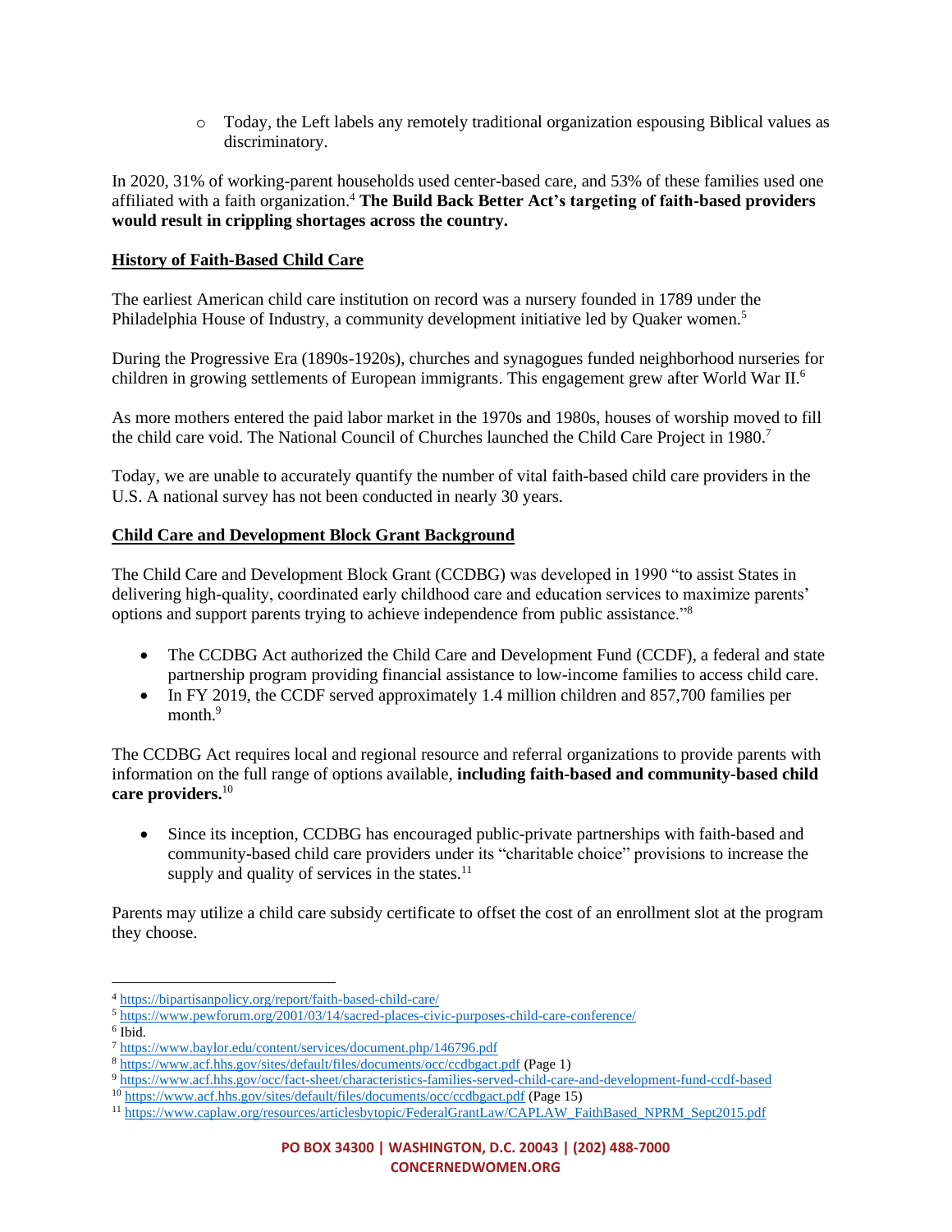- Today, the Left labels any remotely traditional organization espousing Biblical values as discriminatory.

In 2020, 31% of working-parent households used center-based care, and 53% of these families used one affiliated with a faith organization.[4] **The Build Back Better Act's targeting of faith-based providers would result in crippling shortages across the country.**

## History of Faith-Based Child Care

The earliest American child care institution on record was a nursery founded in 1789 under the Philadelphia House of Industry, a community development initiative led by Quaker women.[5]

During the Progressive Era (1890s-1920s), churches and synagogues funded neighborhood nurseries for children in growing settlements of European immigrants. This engagement grew after World War II.[6]

As more mothers entered the paid labor market in the 1970s and 1980s, houses of worship moved to fill the child care void. The National Council of Churches launched the Child Care Project in 1980.[7]

Today, we are unable to accurately quantify the number of vital faith-based child care providers in the U.S. A national survey has not been conducted in nearly 30 years.

## Child Care and Development Block Grant Background

The Child Care and Development Block Grant (CCDBG) was developed in 1990 "to assist States in delivering high-quality, coordinated early childhood care and education services to maximize parents' options and support parents trying to achieve independence from public assistance."[8]

- The CCDBG Act authorized the Child Care and Development Fund (CCDF), a federal and state partnership program providing financial assistance to low-income families to access child care.
- In FY 2019, the CCDF served approximately 1.4 million children and 857,700 families per month.[9]

The CCDBG Act requires local and regional resource and referral organizations to provide parents with information on the full range of options available, **including faith-based and community-based child care providers.**[10]

- Since its inception, CCDBG has encouraged public-private partnerships with faith-based and community-based child care providers under its "charitable choice" provisions to increase the supply and quality of services in the states.[11]

Parents may utilize a child care subsidy certificate to offset the cost of an enrollment slot at the program they choose.

---

[4] https://bipartisanpolicy.org/report/faith-based-child-care/
[5] https://www.pewforum.org/2001/03/14/sacred-places-civic-purposes-child-care-conference/
[6] Ibid.
[7] https://www.baylor.edu/content/services/document.php/146796.pdf
[8] https://www.acf.hhs.gov/sites/default/files/documents/occ/ccdbgact.pdf (Page 1)
[9] https://www.acf.hhs.gov/occ/fact-sheet/characteristics-families-served-child-care-and-development-fund-ccdf-based
[10] https://www.acf.hhs.gov/sites/default/files/documents/occ/ccdbgact.pdf (Page 15)
[11] https://www.caplaw.org/resources/articlesbytopic/FederalGrantLaw/CAPLAW_FaithBased_NPRM_Sept2015.pdf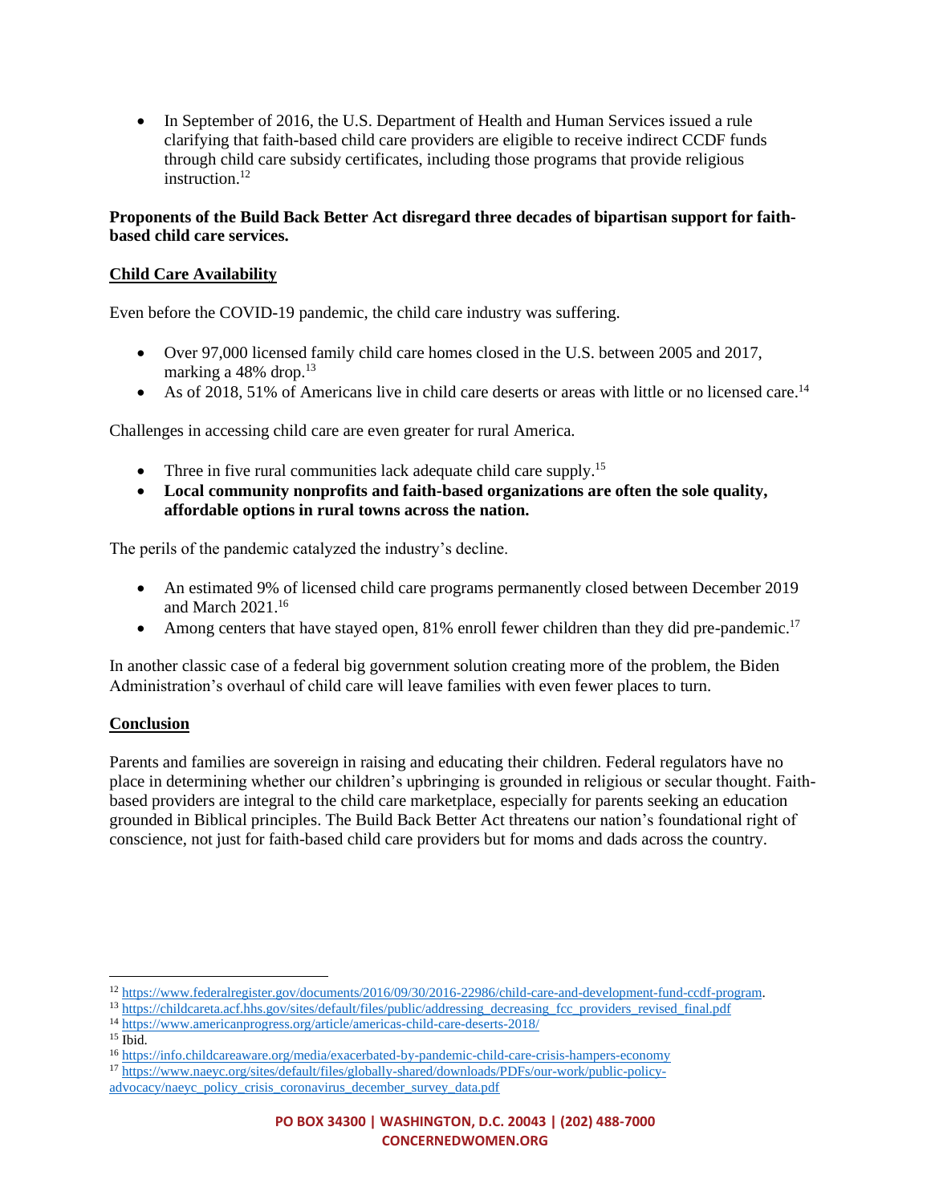- In September of 2016, the U.S. Department of Health and Human Services issued a rule clarifying that faith-based child care providers are eligible to receive indirect CCDF funds through child care subsidy certificates, including those programs that provide religious instruction.[12]

**Proponents of the Build Back Better Act disregard three decades of bipartisan support for faith-based child care services.**

## Child Care Availability

Even before the COVID-19 pandemic, the child care industry was suffering.

- Over 97,000 licensed family child care homes closed in the U.S. between 2005 and 2017, marking a 48% drop.[13]
- As of 2018, 51% of Americans live in child care deserts or areas with little or no licensed care.[14]

Challenges in accessing child care are even greater for rural America.

- Three in five rural communities lack adequate child care supply.[15]
- **Local community nonprofits and faith-based organizations are often the sole quality, affordable options in rural towns across the nation.**

The perils of the pandemic catalyzed the industry's decline.

- An estimated 9% of licensed child care programs permanently closed between December 2019 and March 2021.[16]
- Among centers that have stayed open, 81% enroll fewer children than they did pre-pandemic.[17]

In another classic case of a federal big government solution creating more of the problem, the Biden Administration's overhaul of child care will leave families with even fewer places to turn.

## Conclusion

Parents and families are sovereign in raising and educating their children. Federal regulators have no place in determining whether our children's upbringing is grounded in religious or secular thought. Faith-based providers are integral to the child care marketplace, especially for parents seeking an education grounded in Biblical principles. The Build Back Better Act threatens our nation's foundational right of conscience, not just for faith-based child care providers but for moms and dads across the country.

---

[12] https://www.federalregister.gov/documents/2016/09/30/2016-22986/child-care-and-development-fund-ccdf-program.

[13] https://childcareta.acf.hhs.gov/sites/default/files/public/addressing_decreasing_fcc_providers_revised_final.pdf

[14] https://www.americanprogress.org/article/americas-child-care-deserts-2018/

[15] Ibid.

[16] https://info.childcareaware.org/media/exacerbated-by-pandemic-child-care-crisis-hampers-economy

[17] https://www.naeyc.org/sites/default/files/globally-shared/downloads/PDFs/our-work/public-policy-advocacy/naeyc_policy_crisis_coronavirus_december_survey_data.pdf

**PO BOX 34300 | WASHINGTON, D.C. 20043 | (202) 488-7000**
**CONCERNEDWOMEN.ORG**